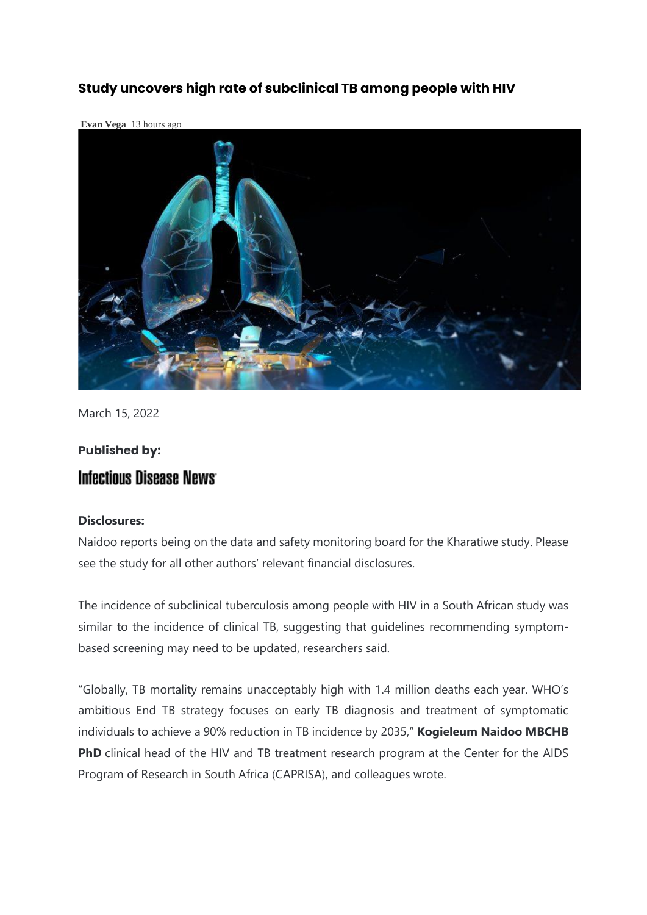# Study uncovers high rate of subclinical TB among people with HIV

**Evan Vega** 13 hours ago

March 15, 2022

**Published by:**

Infectious Disease News

**Disclosures:**

Naidoo reports being on the data and safety monitoring board for the Kharatiwe study. Please see the study for all other authors' relevant financial disclosures.

The incidence of subclinical tuberculosis among people with HIV in a South African study was similar to the incidence of clinical TB, suggesting that guidelines recommending symptom-based screening may need to be updated, researchers said.

"Globally, TB mortality remains unacceptably high with 1.4 million deaths each year. WHO's ambitious End TB strategy focuses on early TB diagnosis and treatment of symptomatic individuals to achieve a 90% reduction in TB incidence by 2035," **Kogieleum Naidoo MBCHB PhD** clinical head of the HIV and TB treatment research program at the Center for the AIDS Program of Research in South Africa (CAPRISA), and colleagues wrote.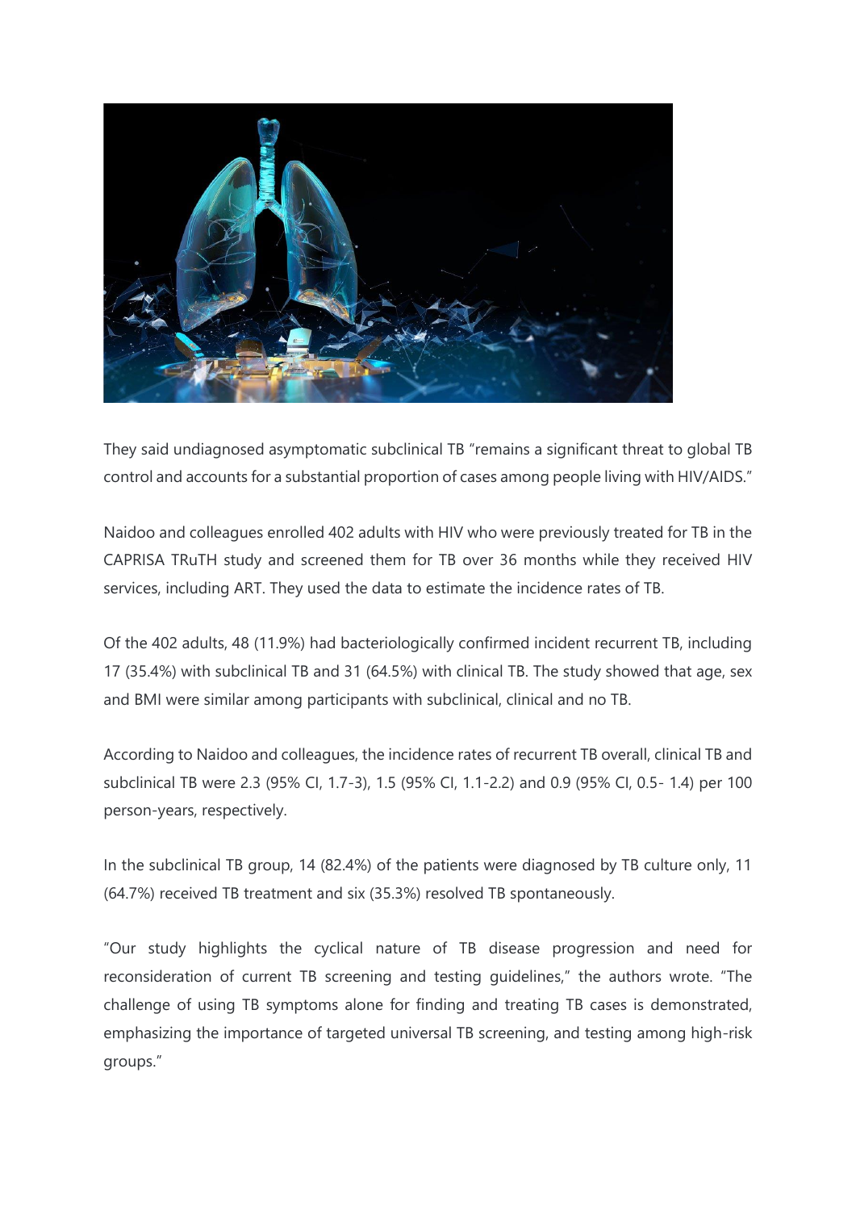They said undiagnosed asymptomatic subclinical TB "remains a significant threat to global TB control and accounts for a substantial proportion of cases among people living with HIV/AIDS."

Naidoo and colleagues enrolled 402 adults with HIV who were previously treated for TB in the CAPRISA TRuTH study and screened them for TB over 36 months while they received HIV services, including ART. They used the data to estimate the incidence rates of TB.

Of the 402 adults, 48 (11.9%) had bacteriologically confirmed incident recurrent TB, including 17 (35.4%) with subclinical TB and 31 (64.5%) with clinical TB. The study showed that age, sex and BMI were similar among participants with subclinical, clinical and no TB.

According to Naidoo and colleagues, the incidence rates of recurrent TB overall, clinical TB and subclinical TB were 2.3 (95% CI, 1.7-3), 1.5 (95% CI, 1.1-2.2) and 0.9 (95% CI, 0.5- 1.4) per 100 person-years, respectively.

In the subclinical TB group, 14 (82.4%) of the patients were diagnosed by TB culture only, 11 (64.7%) received TB treatment and six (35.3%) resolved TB spontaneously.

"Our study highlights the cyclical nature of TB disease progression and need for reconsideration of current TB screening and testing guidelines," the authors wrote. "The challenge of using TB symptoms alone for finding and treating TB cases is demonstrated, emphasizing the importance of targeted universal TB screening, and testing among high-risk groups."